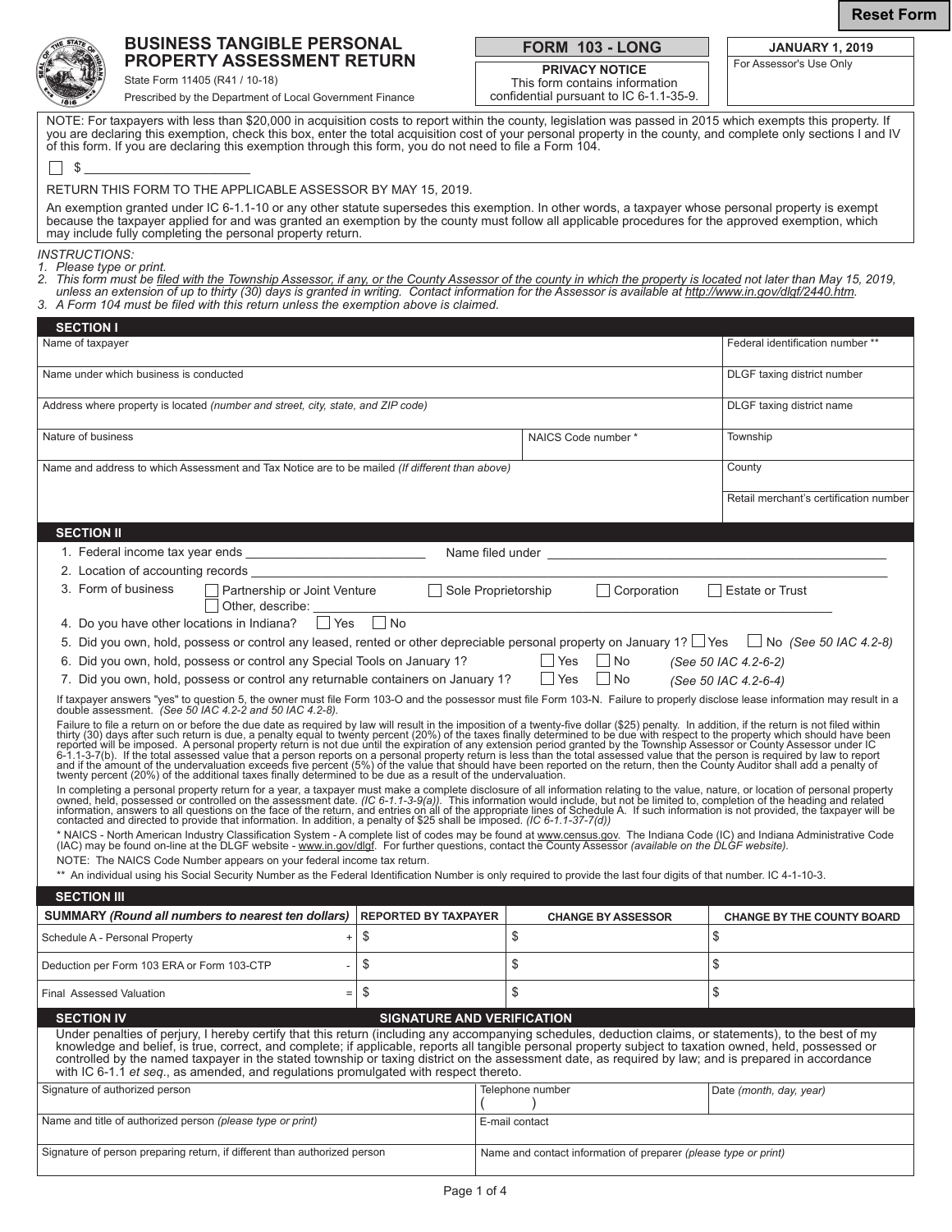Reset Form

# BUSINESS TANGIBLE PERSONAL PROPERTY ASSESSMENT RETURN

State Form 11405 (R41 / 10-18)

Prescribed by the Department of Local Government Finance

**FORM 103 - LONG**

**PRIVACY NOTICE**
This form contains information confidential pursuant to IC 6-1.1-35-9.

**JANUARY 1, 2019**
For Assessor's Use Only

NOTE: For taxpayers with less than $20,000 in acquisition costs to report within the county, legislation was passed in 2015 which exempts this property. If you are declaring this exemption, check this box, enter the total acquisition cost of your personal property in the county, and complete only sections I and IV of this form. If you are declaring this exemption through this form, you do not need to file a Form 104.

☐ $ ____________________

RETURN THIS FORM TO THE APPLICABLE ASSESSOR BY MAY 15, 2019.

An exemption granted under IC 6-1.1-10 or any other statute supersedes this exemption. In other words, a taxpayer whose personal property is exempt because the taxpayer applied for and was granted an exemption by the county must follow all applicable procedures for the approved exemption, which may include fully completing the personal property return.

*INSTRUCTIONS:*
1. *Please type or print.*
2. *This form must be filed with the Township Assessor, if any, or the County Assessor of the county in which the property is located not later than May 15, 2019, unless an extension of up to thirty (30) days is granted in writing. Contact information for the Assessor is available at http://www.in.gov/dlgf/2440.htm.*
3. *A Form 104 must be filed with this return unless the exemption above is claimed.*

## SECTION I

| | | |
|---|---|---|
| Name of taxpayer | | Federal identification number ** |
| Name under which business is conducted | | DLGF taxing district number |
| Address where property is located *(number and street, city, state, and ZIP code)* | | DLGF taxing district name |
| Nature of business | NAICS Code number * | Township |
| Name and address to which Assessment and Tax Notice are to be mailed *(If different than above)* | | County |
| | | Retail merchant's certification number |

## SECTION II

1. Federal income tax year ends ____________ Name filed under ____________
2. Location of accounting records ____________
3. Form of business ☐ Partnership or Joint Venture ☐ Sole Proprietorship ☐ Corporation ☐ Estate or Trust ☐ Other, describe: ____________
4. Do you have other locations in Indiana? ☐ Yes ☐ No
5. Did you own, hold, possess or control any leased, rented or other depreciable personal property on January 1? ☐ Yes ☐ No *(See 50 IAC 4.2-8)*
6. Did you own, hold, possess or control any Special Tools on January 1? ☐ Yes ☐ No *(See 50 IAC 4.2-6-2)*
7. Did you own, hold, possess or control any returnable containers on January 1? ☐ Yes ☐ No *(See 50 IAC 4.2-6-4)*

If taxpayer answers "yes" to question 5, the owner must file Form 103-O and the possessor must file Form 103-N. Failure to properly disclose lease information may result in a double assessment. *(See 50 IAC 4.2-2 and 50 IAC 4.2-8).*

Failure to file a return on or before the due date as required by law will result in the imposition of a twenty-five dollar ($25) penalty. In addition, if the return is not filed within thirty (30) days after such return is due, a penalty equal to twenty percent (20%) of the taxes finally determined to be due with respect to the property which should have been reported will be imposed. A personal property return is not due until the expiration of any extension period granted by the Township Assessor or County Assessor under IC 6-1.1-3-7(b). If the total assessed value that a person reports on a personal property return is less than the total assessed value that the person is required by law to report and if the amount of the undervaluation exceeds five percent (5%) of the value that should have been reported on the return, then the County Auditor shall add a penalty of twenty percent (20%) of the additional taxes finally determined to be due as a result of the undervaluation.

In completing a personal property return for a year, a taxpayer must make a complete disclosure of all information relating to the value, nature, or location of personal property owned, held, possessed or controlled on the assessment date. *(IC 6-1.1-3-9(a))*. This information would include, but not be limited to, completion of the heading and related information, answers to all questions on the face of the return, and entries on all of the appropriate lines of Schedule A. If such information is not provided, the taxpayer will be contacted and directed to provide that information. In addition, a penalty of $25 shall be imposed. *(IC 6-1.1-37-7(d))*

\* NAICS - North American Industry Classification System - A complete list of codes may be found at www.census.gov. The Indiana Code (IC) and Indiana Administrative Code (IAC) may be found on-line at the DLGF website - www.in.gov/dlgf. For further questions, contact the County Assessor *(available on the DLGF website).*

NOTE: The NAICS Code Number appears on your federal income tax return.

\*\* An individual using his Social Security Number as the Federal Identification Number is only required to provide the last four digits of that number. IC 4-1-10-3.

## SECTION III

| **SUMMARY** *(Round all numbers to nearest ten dollars)* | | **REPORTED BY TAXPAYER** | **CHANGE BY ASSESSOR** | **CHANGE BY THE COUNTY BOARD** |
|---|---|---|---|---|
| Schedule A - Personal Property | + | $ | $ | $ |
| Deduction per Form 103 ERA or Form 103-CTP | - | $ | $ | $ |
| Final Assessed Valuation | = | $ | $ | $ |

## SECTION IV SIGNATURE AND VERIFICATION

Under penalties of perjury, I hereby certify that this return (including any accompanying schedules, deduction claims, or statements), to the best of my knowledge and belief, is true, correct, and complete; if applicable, reports all tangible personal property subject to taxation owned, held, possessed or controlled by the named taxpayer in the stated township or taxing district on the assessment date, as required by law; and is prepared in accordance with IC 6-1.1 *et seq.*, as amended, and regulations promulgated with respect thereto.

| | | |
|---|---|---|
| Signature of authorized person | Telephone number ( ) | Date *(month, day, year)* |
| Name and title of authorized person *(please type or print)* | E-mail contact | |
| Signature of person preparing return, if different than authorized person | Name and contact information of preparer *(please type or print)* | |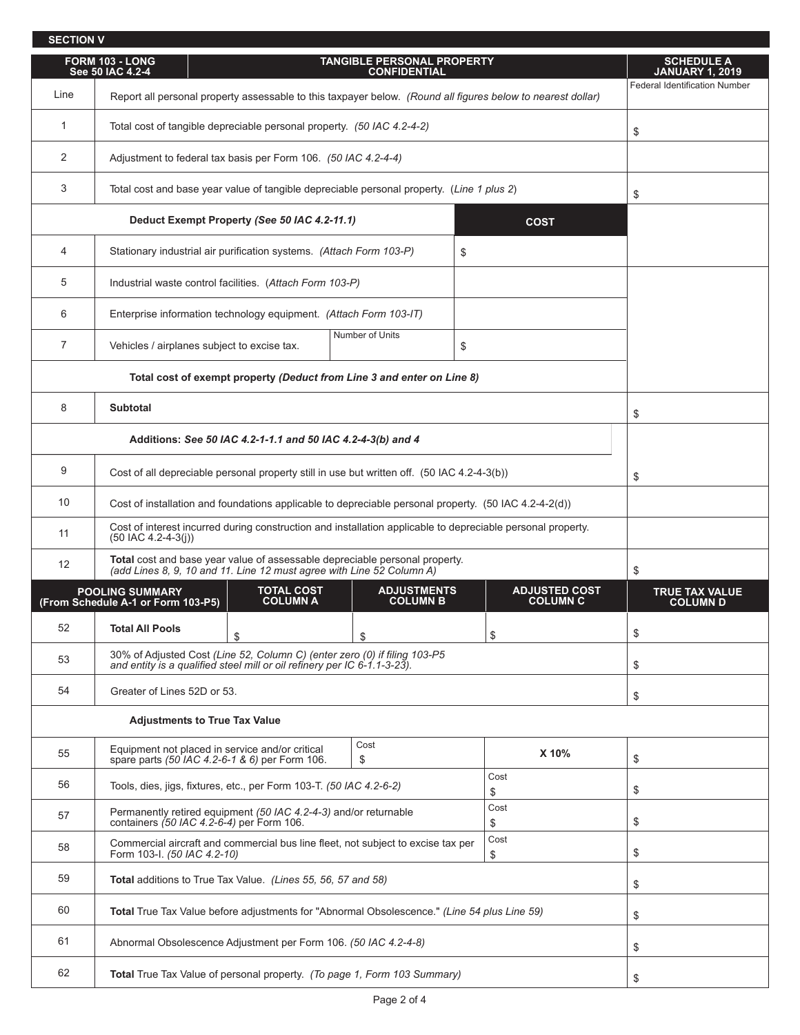**SECTION V**

| FORM 103 - LONG See 50 IAC 4.2-4 | TANGIBLE PERSONAL PROPERTY CONFIDENTIAL | | | SCHEDULE A JANUARY 1, 2019 |
|---|---|---|---|---|
| Line | Report all personal property assessable to this taxpayer below. *(Round all figures below to nearest dollar)* | | | Federal Identification Number |
| 1 | Total cost of tangible depreciable personal property. *(50 IAC 4.2-4-2)* | | | $ |
| 2 | Adjustment to federal tax basis per Form 106. *(50 IAC 4.2-4-4)* | | | |
| 3 | Total cost and base year value of tangible depreciable personal property. (*Line 1 plus 2*) | | | $ |
| | **Deduct Exempt Property** ***(See 50 IAC 4.2-11.1)*** | | **COST** | |
| 4 | Stationary industrial air purification systems. *(Attach Form 103-P)* | | $ | |
| 5 | Industrial waste control facilities. (*Attach Form 103-P)* | | | |
| 6 | Enterprise information technology equipment. *(Attach Form 103-IT)* | | | |
| 7 | Vehicles / airplanes subject to excise tax. | Number of Units | $ | |
| | **Total cost of exempt property** ***(Deduct from Line 3 and enter on Line 8)*** | | | |
| 8 | **Subtotal** | | | $ |
| | **Additions:** ***See 50 IAC 4.2-1-1.1 and 50 IAC 4.2-4-3(b) and 4*** | | | |
| 9 | Cost of all depreciable personal property still in use but written off. (50 IAC 4.2-4-3(b)) | | | $ |
| 10 | Cost of installation and foundations applicable to depreciable personal property. (50 IAC 4.2-4-2(d)) | | | |
| 11 | Cost of interest incurred during construction and installation applicable to depreciable personal property. (50 IAC 4.2-4-3(j)) | | | |
| 12 | **Total** cost and base year value of assessable depreciable personal property. *(add Lines 8, 9, 10 and 11. Line 12 must agree with Line 52 Column A)* | | | $ |

| POOLING SUMMARY (From Schedule A-1 or Form 103-P5) | | TOTAL COST COLUMN A | ADJUSTMENTS COLUMN B | ADJUSTED COST COLUMN C | TRUE TAX VALUE COLUMN D |
|---|---|---|---|---|---|
| 52 | **Total All Pools** | $ | $ | $ | $ |
| 53 | 30% of Adjusted Cost *(Line 52, Column C) (enter zero (0) if filing 103-P5 and entity is a qualified steel mill or oil refinery per IC 6-1.1-3-23).* | | | | $ |
| 54 | Greater of Lines 52D or 53. | | | | $ |
| | **Adjustments to True Tax Value** | | | | |
| 55 | Equipment not placed in service and/or critical spare parts *(50 IAC 4.2-6-1 & 6)* per Form 106. | | Cost $ | **X 10%** | $ |
| 56 | Tools, dies, jigs, fixtures, etc., per Form 103-T. *(50 IAC 4.2-6-2)* | | | Cost $ | $ |
| 57 | Permanently retired equipment *(50 IAC 4.2-4-3)* and/or returnable containers *(50 IAC 4.2-6-4)* per Form 106. | | | Cost $ | $ |
| 58 | Commercial aircraft and commercial bus line fleet, not subject to excise tax per Form 103-I. *(50 IAC 4.2-10)* | | | Cost $ | $ |
| 59 | **Total** additions to True Tax Value. *(Lines 55, 56, 57 and 58)* | | | | $ |
| 60 | **Total** True Tax Value before adjustments for "Abnormal Obsolescence." *(Line 54 plus Line 59)* | | | | $ |
| 61 | Abnormal Obsolescence Adjustment per Form 106. *(50 IAC 4.2-4-8)* | | | | $ |
| 62 | **Total** True Tax Value of personal property. *(To page 1, Form 103 Summary)* | | | | $ |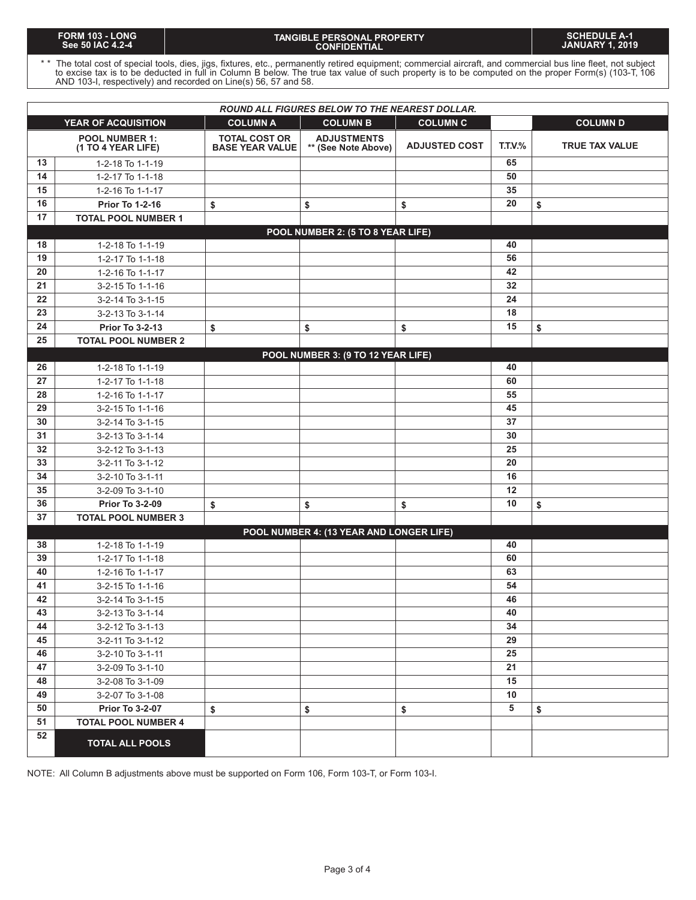| FORM 103 - LONG See 50 IAC 4.2-4 | TANGIBLE PERSONAL PROPERTY CONFIDENTIAL | SCHEDULE A-1 JANUARY 1, 2019 |
|---|---|---|

** The total cost of special tools, dies, jigs, fixtures, etc., permanently retired equipment; commercial aircraft, and commercial bus line fleet, not subject to excise tax is to be deducted in full in Column B below. The true tax value of such property is to be computed on the proper Form(s) (103-T, 106 AND 103-I, respectively) and recorded on Line(s) 56, 57 and 58.

***ROUND ALL FIGURES BELOW TO THE NEAREST DOLLAR.***

| | YEAR OF ACQUISITION | COLUMN A | COLUMN B | COLUMN C | | COLUMN D |
|---|---|---|---|---|---|---|
| | **POOL NUMBER 1: (1 TO 4 YEAR LIFE)** | **TOTAL COST OR BASE YEAR VALUE** | **ADJUSTMENTS ** (See Note Above)** | **ADJUSTED COST** | **T.T.V.%** | **TRUE TAX VALUE** |
| 13 | 1-2-18 To 1-1-19 | | | | 65 | |
| 14 | 1-2-17 To 1-1-18 | | | | 50 | |
| 15 | 1-2-16 To 1-1-17 | | | | 35 | |
| 16 | **Prior To 1-2-16** | $ | $ | $ | 20 | $ |
| 17 | **TOTAL POOL NUMBER 1** | | | | | |
| | **POOL NUMBER 2: (5 TO 8 YEAR LIFE)** | | | | | |
| 18 | 1-2-18 To 1-1-19 | | | | 40 | |
| 19 | 1-2-17 To 1-1-18 | | | | 56 | |
| 20 | 1-2-16 To 1-1-17 | | | | 42 | |
| 21 | 3-2-15 To 1-1-16 | | | | 32 | |
| 22 | 3-2-14 To 3-1-15 | | | | 24 | |
| 23 | 3-2-13 To 3-1-14 | | | | 18 | |
| 24 | **Prior To 3-2-13** | $ | $ | $ | 15 | $ |
| 25 | **TOTAL POOL NUMBER 2** | | | | | |
| | **POOL NUMBER 3: (9 TO 12 YEAR LIFE)** | | | | | |
| 26 | 1-2-18 To 1-1-19 | | | | 40 | |
| 27 | 1-2-17 To 1-1-18 | | | | 60 | |
| 28 | 1-2-16 To 1-1-17 | | | | 55 | |
| 29 | 3-2-15 To 1-1-16 | | | | 45 | |
| 30 | 3-2-14 To 3-1-15 | | | | 37 | |
| 31 | 3-2-13 To 3-1-14 | | | | 30 | |
| 32 | 3-2-12 To 3-1-13 | | | | 25 | |
| 33 | 3-2-11 To 3-1-12 | | | | 20 | |
| 34 | 3-2-10 To 3-1-11 | | | | 16 | |
| 35 | 3-2-09 To 3-1-10 | | | | 12 | |
| 36 | **Prior To 3-2-09** | $ | $ | $ | 10 | $ |
| 37 | **TOTAL POOL NUMBER 3** | | | | | |
| | **POOL NUMBER 4: (13 YEAR AND LONGER LIFE)** | | | | | |
| 38 | 1-2-18 To 1-1-19 | | | | 40 | |
| 39 | 1-2-17 To 1-1-18 | | | | 60 | |
| 40 | 1-2-16 To 1-1-17 | | | | 63 | |
| 41 | 3-2-15 To 1-1-16 | | | | 54 | |
| 42 | 3-2-14 To 3-1-15 | | | | 46 | |
| 43 | 3-2-13 To 3-1-14 | | | | 40 | |
| 44 | 3-2-12 To 3-1-13 | | | | 34 | |
| 45 | 3-2-11 To 3-1-12 | | | | 29 | |
| 46 | 3-2-10 To 3-1-11 | | | | 25 | |
| 47 | 3-2-09 To 3-1-10 | | | | 21 | |
| 48 | 3-2-08 To 3-1-09 | | | | 15 | |
| 49 | 3-2-07 To 3-1-08 | | | | 10 | |
| 50 | **Prior To 3-2-07** | $ | $ | $ | 5 | $ |
| 51 | **TOTAL POOL NUMBER 4** | | | | | |
| 52 | **TOTAL ALL POOLS** | | | | | |

NOTE: All Column B adjustments above must be supported on Form 106, Form 103-T, or Form 103-I.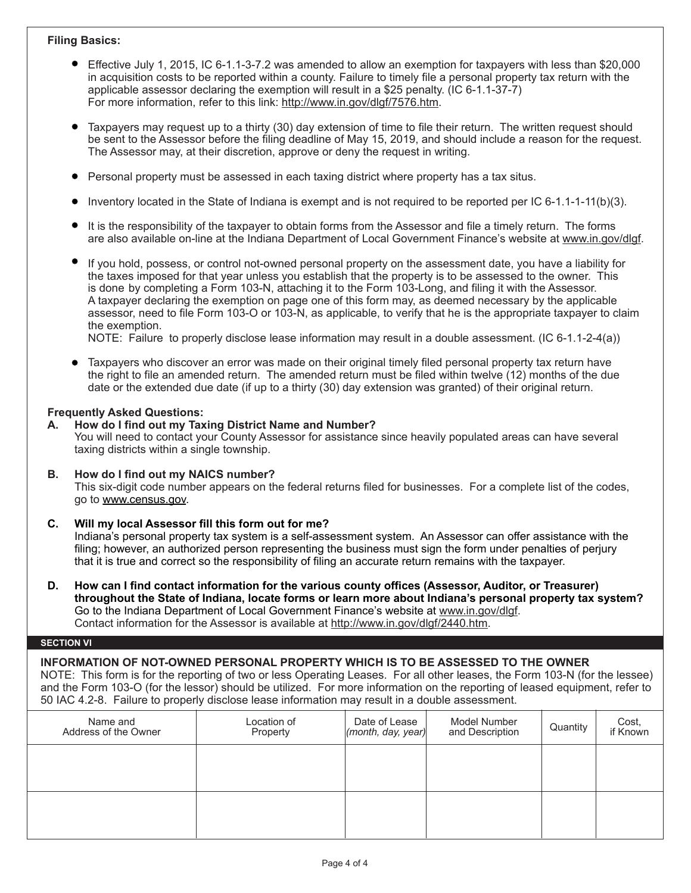**Filing Basics:**

- Effective July 1, 2015, IC 6-1.1-3-7.2 was amended to allow an exemption for taxpayers with less than $20,000 in acquisition costs to be reported within a county. Failure to timely file a personal property tax return with the applicable assessor declaring the exemption will result in a $25 penalty. (IC 6-1.1-37-7) For more information, refer to this link: http://www.in.gov/dlgf/7576.htm.
- Taxpayers may request up to a thirty (30) day extension of time to file their return. The written request should be sent to the Assessor before the filing deadline of May 15, 2019, and should include a reason for the request. The Assessor may, at their discretion, approve or deny the request in writing.
- Personal property must be assessed in each taxing district where property has a tax situs.
- Inventory located in the State of Indiana is exempt and is not required to be reported per IC 6-1.1-1-11(b)(3).
- It is the responsibility of the taxpayer to obtain forms from the Assessor and file a timely return. The forms are also available on-line at the Indiana Department of Local Government Finance's website at www.in.gov/dlgf.
- If you hold, possess, or control not-owned personal property on the assessment date, you have a liability for the taxes imposed for that year unless you establish that the property is to be assessed to the owner. This is done by completing a Form 103-N, attaching it to the Form 103-Long, and filing it with the Assessor. A taxpayer declaring the exemption on page one of this form may, as deemed necessary by the applicable assessor, need to file Form 103-O or 103-N, as applicable, to verify that he is the appropriate taxpayer to claim the exemption.
  NOTE: Failure to properly disclose lease information may result in a double assessment. (IC 6-1.1-2-4(a))
- Taxpayers who discover an error was made on their original timely filed personal property tax return have the right to file an amended return. The amended return must be filed within twelve (12) months of the due date or the extended due date (if up to a thirty (30) day extension was granted) of their original return.

**Frequently Asked Questions:**

**A. How do I find out my Taxing District Name and Number?**
You will need to contact your County Assessor for assistance since heavily populated areas can have several taxing districts within a single township.

**B. How do I find out my NAICS number?**
This six-digit code number appears on the federal returns filed for businesses. For a complete list of the codes, go to www.census.gov.

**C. Will my local Assessor fill this form out for me?**
Indiana's personal property tax system is a self-assessment system. An Assessor can offer assistance with the filing; however, an authorized person representing the business must sign the form under penalties of perjury that it is true and correct so the responsibility of filing an accurate return remains with the taxpayer.

**D. How can I find contact information for the various county offices (Assessor, Auditor, or Treasurer) throughout the State of Indiana, locate forms or learn more about Indiana's personal property tax system?**
Go to the Indiana Department of Local Government Finance's website at www.in.gov/dlgf.
Contact information for the Assessor is available at http://www.in.gov/dlgf/2440.htm.

**SECTION VI**

**INFORMATION OF NOT-OWNED PERSONAL PROPERTY WHICH IS TO BE ASSESSED TO THE OWNER**

NOTE: This form is for the reporting of two or less Operating Leases. For all other leases, the Form 103-N (for the lessee) and the Form 103-O (for the lessor) should be utilized. For more information on the reporting of leased equipment, refer to 50 IAC 4.2-8. Failure to properly disclose lease information may result in a double assessment.

| Name and Address of the Owner | Location of Property | Date of Lease *(month, day, year)* | Model Number and Description | Quantity | Cost, if Known |
|---|---|---|---|---|---|
| | | | | | |
| | | | | | |